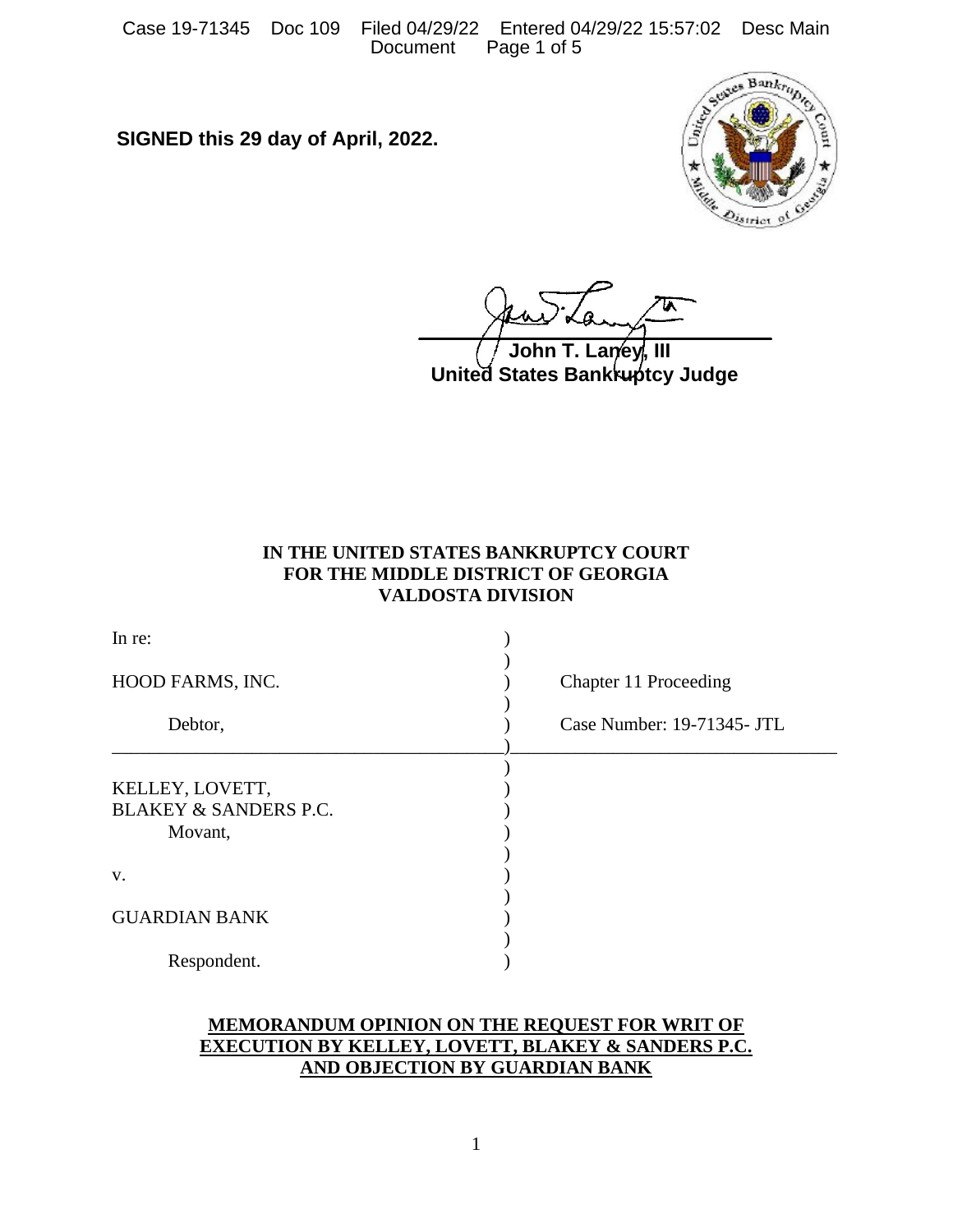**SIGNED this 29 day of April, 2022.**

**John T. Laney, III**
**United States Bankruptcy Judge**

**IN THE UNITED STATES BANKRUPTCY COURT**
**FOR THE MIDDLE DISTRICT OF GEORGIA**
**VALDOSTA DIVISION**

| | |
|---|---|
| In re: | |
| HOOD FARMS, INC. | Chapter 11 Proceeding |
| Debtor, | Case Number: 19-71345- JTL |
| KELLEY, LOVETT, BLAKEY & SANDERS P.C. Movant, | |
| v. | |
| GUARDIAN BANK | |
| Respondent. | |

**MEMORANDUM OPINION ON THE REQUEST FOR WRIT OF EXECUTION BY KELLEY, LOVETT, BLAKEY & SANDERS P.C. AND OBJECTION BY GUARDIAN BANK**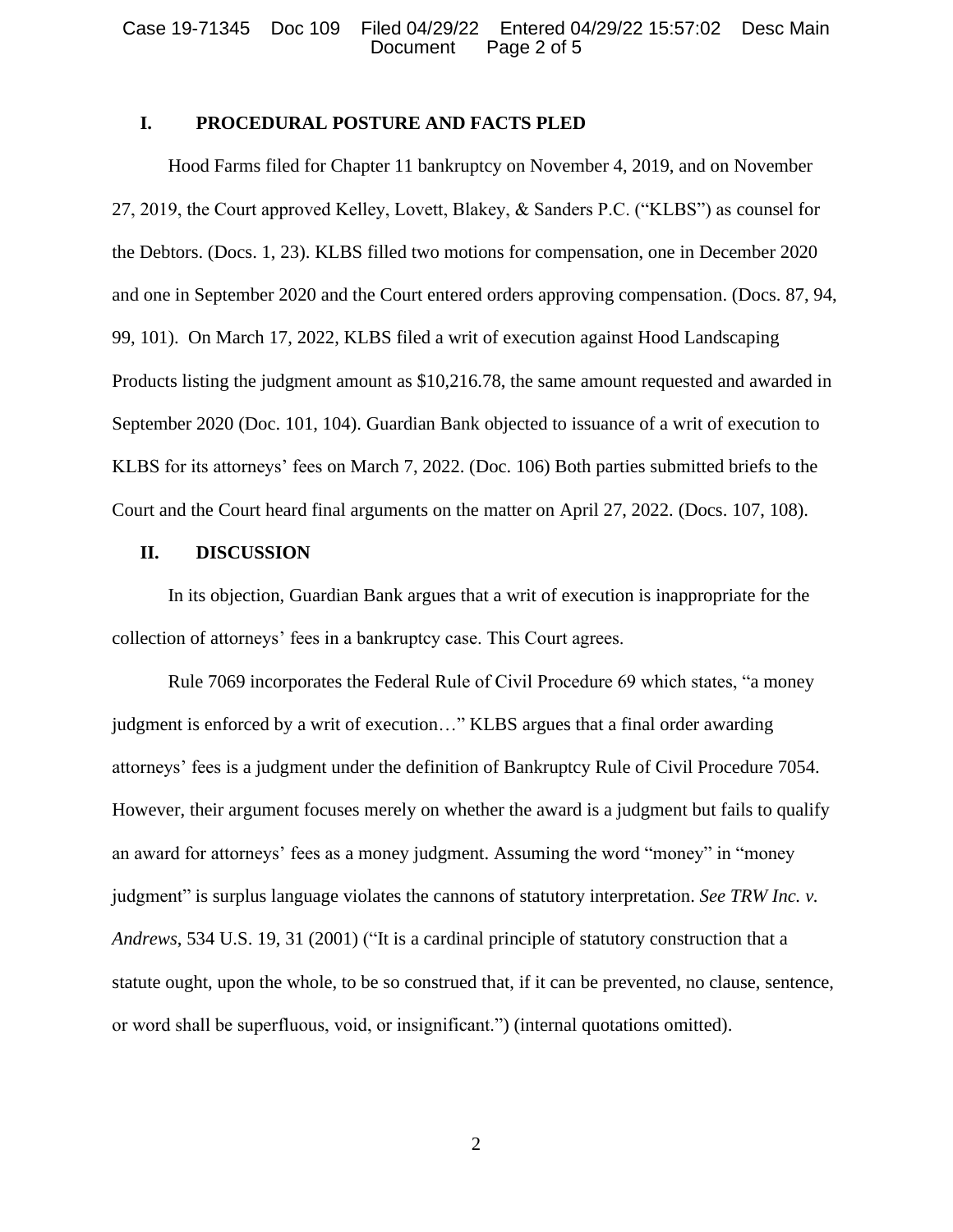## I. PROCEDURAL POSTURE AND FACTS PLED

Hood Farms filed for Chapter 11 bankruptcy on November 4, 2019, and on November 27, 2019, the Court approved Kelley, Lovett, Blakey, & Sanders P.C. ("KLBS") as counsel for the Debtors. (Docs. 1, 23). KLBS filled two motions for compensation, one in December 2020 and one in September 2020 and the Court entered orders approving compensation. (Docs. 87, 94, 99, 101). On March 17, 2022, KLBS filed a writ of execution against Hood Landscaping Products listing the judgment amount as $10,216.78, the same amount requested and awarded in September 2020 (Doc. 101, 104). Guardian Bank objected to issuance of a writ of execution to KLBS for its attorneys' fees on March 7, 2022. (Doc. 106) Both parties submitted briefs to the Court and the Court heard final arguments on the matter on April 27, 2022. (Docs. 107, 108).

## II. DISCUSSION

In its objection, Guardian Bank argues that a writ of execution is inappropriate for the collection of attorneys' fees in a bankruptcy case. This Court agrees.

Rule 7069 incorporates the Federal Rule of Civil Procedure 69 which states, "a money judgment is enforced by a writ of execution…" KLBS argues that a final order awarding attorneys' fees is a judgment under the definition of Bankruptcy Rule of Civil Procedure 7054. However, their argument focuses merely on whether the award is a judgment but fails to qualify an award for attorneys' fees as a money judgment. Assuming the word "money" in "money judgment" is surplus language violates the cannons of statutory interpretation. *See TRW Inc. v. Andrews*, 534 U.S. 19, 31 (2001) ("It is a cardinal principle of statutory construction that a statute ought, upon the whole, to be so construed that, if it can be prevented, no clause, sentence, or word shall be superfluous, void, or insignificant.") (internal quotations omitted).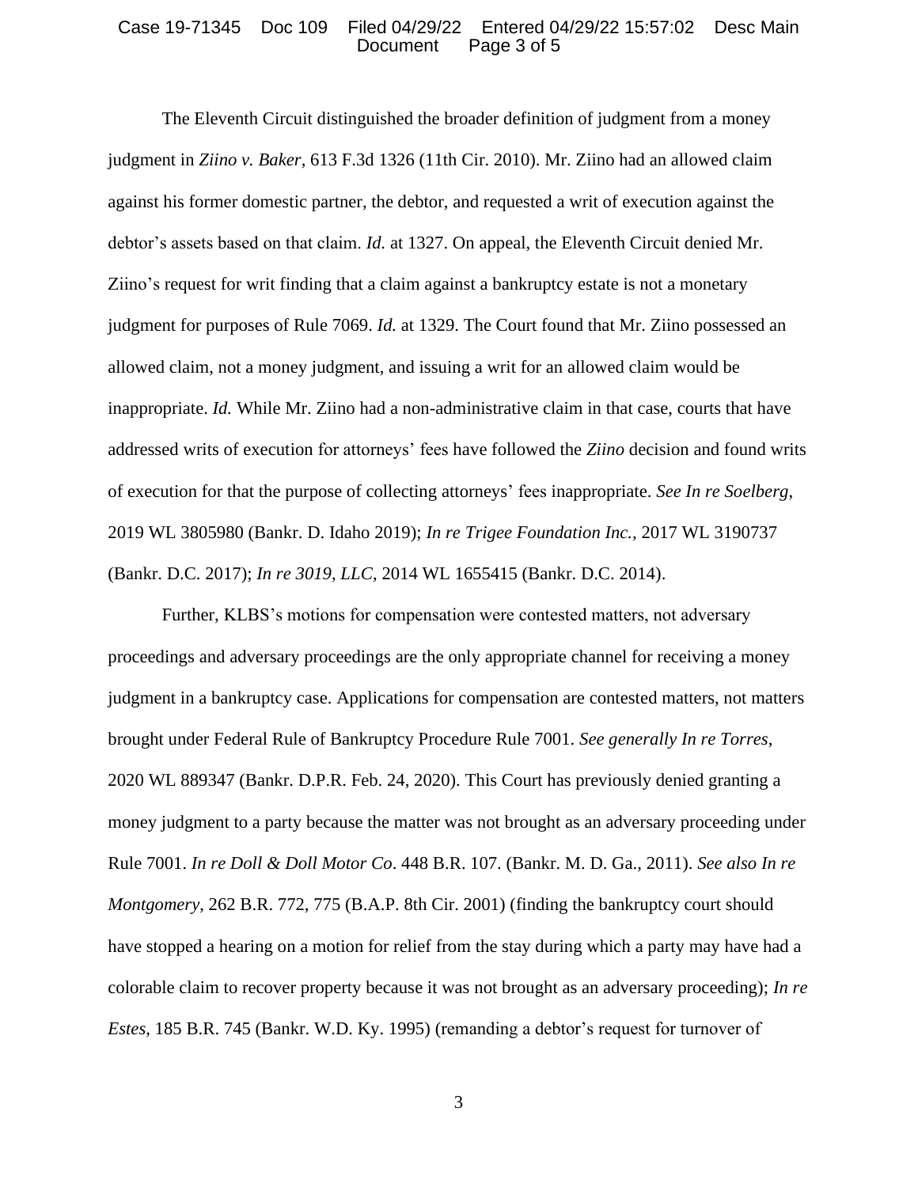The Eleventh Circuit distinguished the broader definition of judgment from a money judgment in *Ziino v. Baker*, 613 F.3d 1326 (11th Cir. 2010). Mr. Ziino had an allowed claim against his former domestic partner, the debtor, and requested a writ of execution against the debtor's assets based on that claim. *Id.* at 1327. On appeal, the Eleventh Circuit denied Mr. Ziino's request for writ finding that a claim against a bankruptcy estate is not a monetary judgment for purposes of Rule 7069. *Id.* at 1329. The Court found that Mr. Ziino possessed an allowed claim, not a money judgment, and issuing a writ for an allowed claim would be inappropriate. *Id.* While Mr. Ziino had a non-administrative claim in that case, courts that have addressed writs of execution for attorneys' fees have followed the *Ziino* decision and found writs of execution for that the purpose of collecting attorneys' fees inappropriate. *See In re Soelberg*, 2019 WL 3805980 (Bankr. D. Idaho 2019); *In re Trigee Foundation Inc.*, 2017 WL 3190737 (Bankr. D.C. 2017); *In re 3019, LLC*, 2014 WL 1655415 (Bankr. D.C. 2014).

Further, KLBS's motions for compensation were contested matters, not adversary proceedings and adversary proceedings are the only appropriate channel for receiving a money judgment in a bankruptcy case. Applications for compensation are contested matters, not matters brought under Federal Rule of Bankruptcy Procedure Rule 7001. *See generally In re Torres*, 2020 WL 889347 (Bankr. D.P.R. Feb. 24, 2020). This Court has previously denied granting a money judgment to a party because the matter was not brought as an adversary proceeding under Rule 7001. *In re Doll & Doll Motor Co*. 448 B.R. 107. (Bankr. M. D. Ga., 2011). *See also In re Montgomery*, 262 B.R. 772, 775 (B.A.P. 8th Cir. 2001) (finding the bankruptcy court should have stopped a hearing on a motion for relief from the stay during which a party may have had a colorable claim to recover property because it was not brought as an adversary proceeding); *In re Estes*, 185 B.R. 745 (Bankr. W.D. Ky. 1995) (remanding a debtor's request for turnover of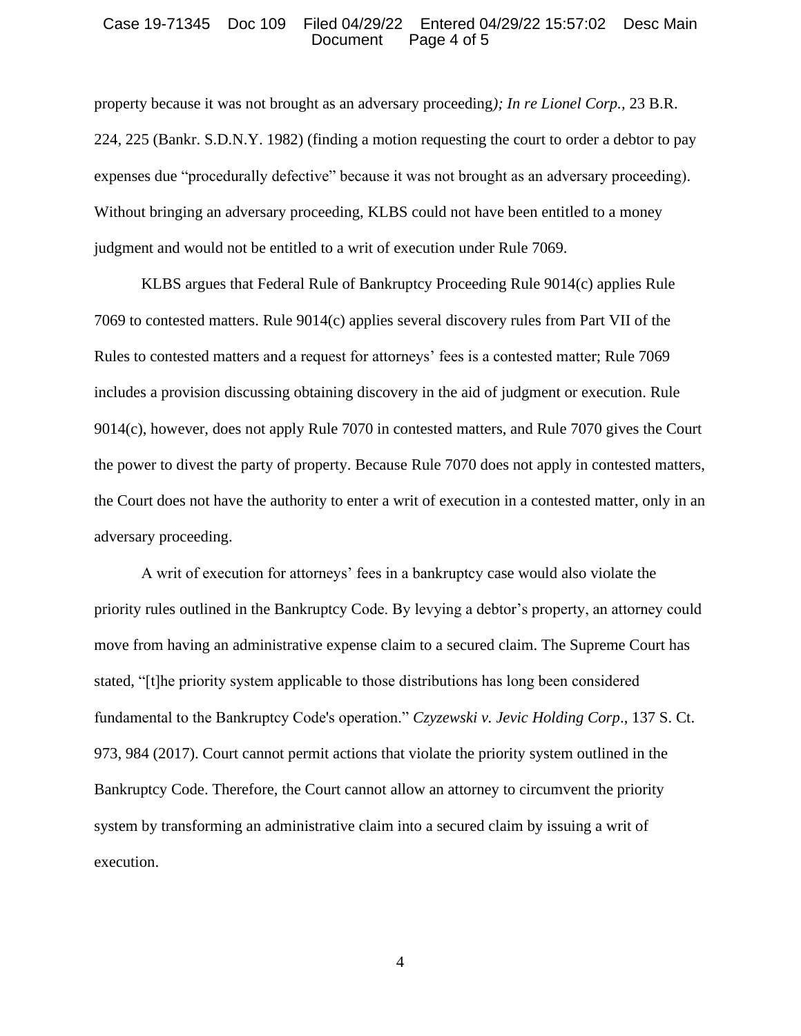property because it was not brought as an adversary proceeding*); In re Lionel Corp.,* 23 B.R. 224, 225 (Bankr. S.D.N.Y. 1982) (finding a motion requesting the court to order a debtor to pay expenses due "procedurally defective" because it was not brought as an adversary proceeding). Without bringing an adversary proceeding, KLBS could not have been entitled to a money judgment and would not be entitled to a writ of execution under Rule 7069.

KLBS argues that Federal Rule of Bankruptcy Proceeding Rule 9014(c) applies Rule 7069 to contested matters. Rule 9014(c) applies several discovery rules from Part VII of the Rules to contested matters and a request for attorneys' fees is a contested matter; Rule 7069 includes a provision discussing obtaining discovery in the aid of judgment or execution. Rule 9014(c), however, does not apply Rule 7070 in contested matters, and Rule 7070 gives the Court the power to divest the party of property. Because Rule 7070 does not apply in contested matters, the Court does not have the authority to enter a writ of execution in a contested matter, only in an adversary proceeding.

A writ of execution for attorneys' fees in a bankruptcy case would also violate the priority rules outlined in the Bankruptcy Code. By levying a debtor's property, an attorney could move from having an administrative expense claim to a secured claim. The Supreme Court has stated, "[t]he priority system applicable to those distributions has long been considered fundamental to the Bankruptcy Code's operation." *Czyzewski v. Jevic Holding Corp*., 137 S. Ct. 973, 984 (2017). Court cannot permit actions that violate the priority system outlined in the Bankruptcy Code. Therefore, the Court cannot allow an attorney to circumvent the priority system by transforming an administrative claim into a secured claim by issuing a writ of execution.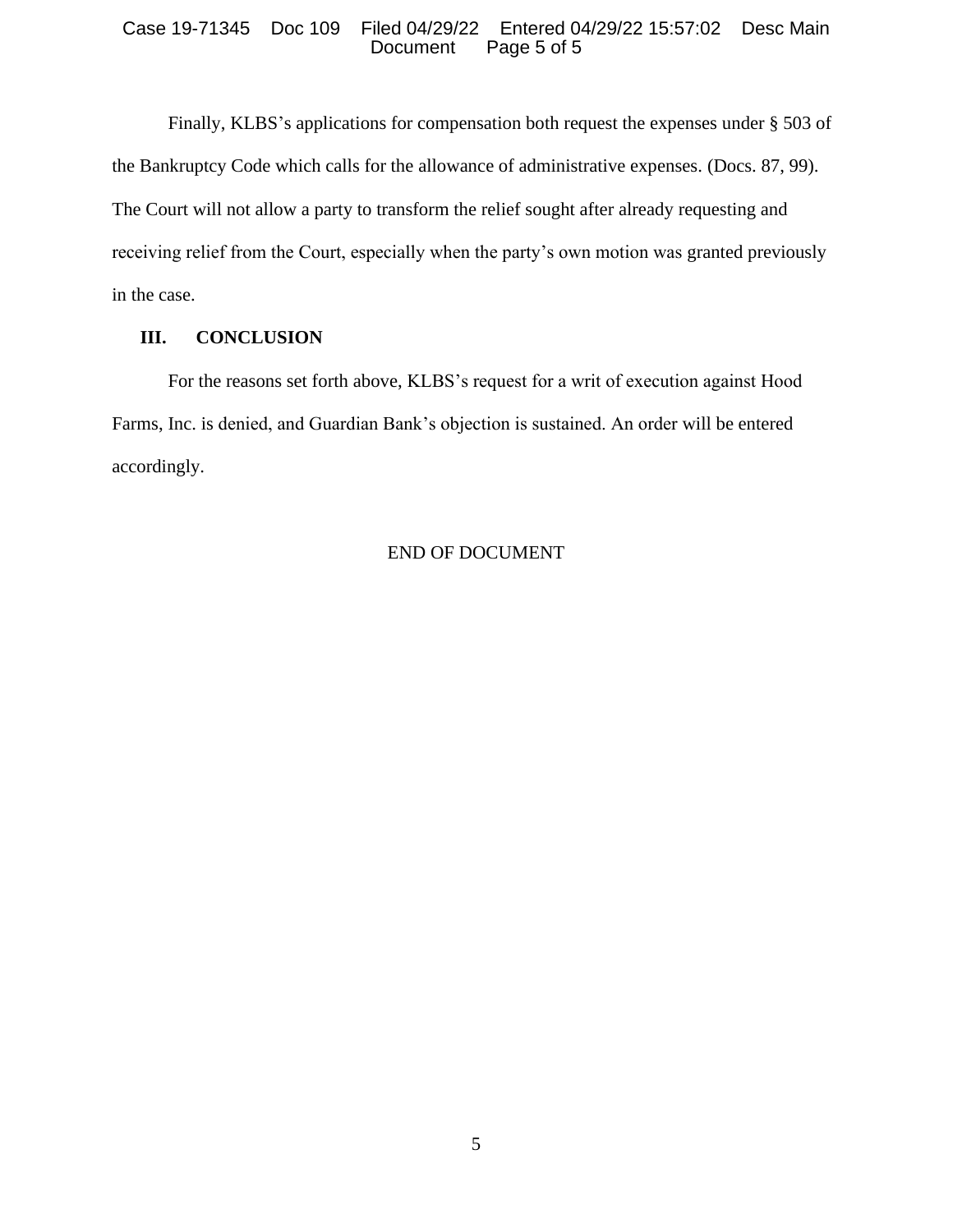Finally, KLBS's applications for compensation both request the expenses under § 503 of the Bankruptcy Code which calls for the allowance of administrative expenses. (Docs. 87, 99). The Court will not allow a party to transform the relief sought after already requesting and receiving relief from the Court, especially when the party's own motion was granted previously in the case.

## III. CONCLUSION

For the reasons set forth above, KLBS's request for a writ of execution against Hood Farms, Inc. is denied, and Guardian Bank's objection is sustained. An order will be entered accordingly.

END OF DOCUMENT